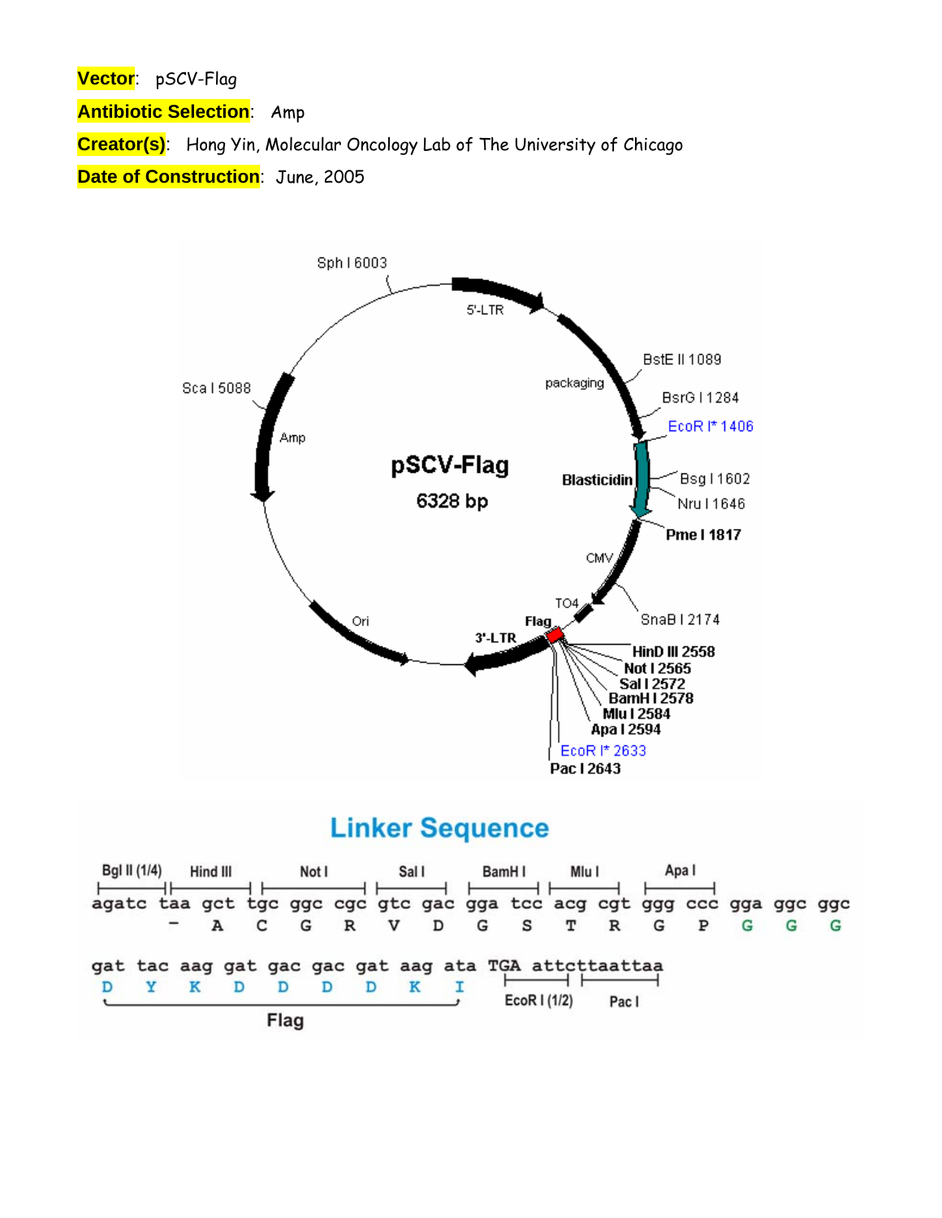**Vector**: pSCV-Flag

**Antibiotic Selection**: Amp

**Creator(s)**: Hong Yin, Molecular Oncology Lab of The University of Chicago

**Date of Construction**: June, 2005

**pSCV-Flag**
**6328 bp**

Sph I 6003
5'-LTR
packaging
BstE II 1089
BsrG I 1284
EcoR I* 1406
Blasticidin
Bsg I 1602
Nru I 1646
Pme I 1817
CMV
TO4
SnaB I 2174
Flag
3'-LTR
HinD III 2558
Not I 2565
Sal I 2572
BamH I 2578
Mlu I 2584
Apa I 2594
EcoR I* 2633
Pac I 2643
Ori
Amp
Sca I 5088

## Linker Sequence

Bgl II (1/4) | Hind III | Not I | Sal I | BamH I | Mlu I | Apa I

```
agatc taa gct tgc ggc cgc gtc gac gga tcc acg cgt ggg ccc gga ggc ggc
       -   A   C   G   R   V   D   G   S   T   R   G   P   G   G   G

gat tac aag gat gac gac gat aag ata TGA attcttaattaa
 D   Y   K   D   D   D   D   K   I
```

Flag (DYKDDDDKI) | EcoR I (1/2) | Pac I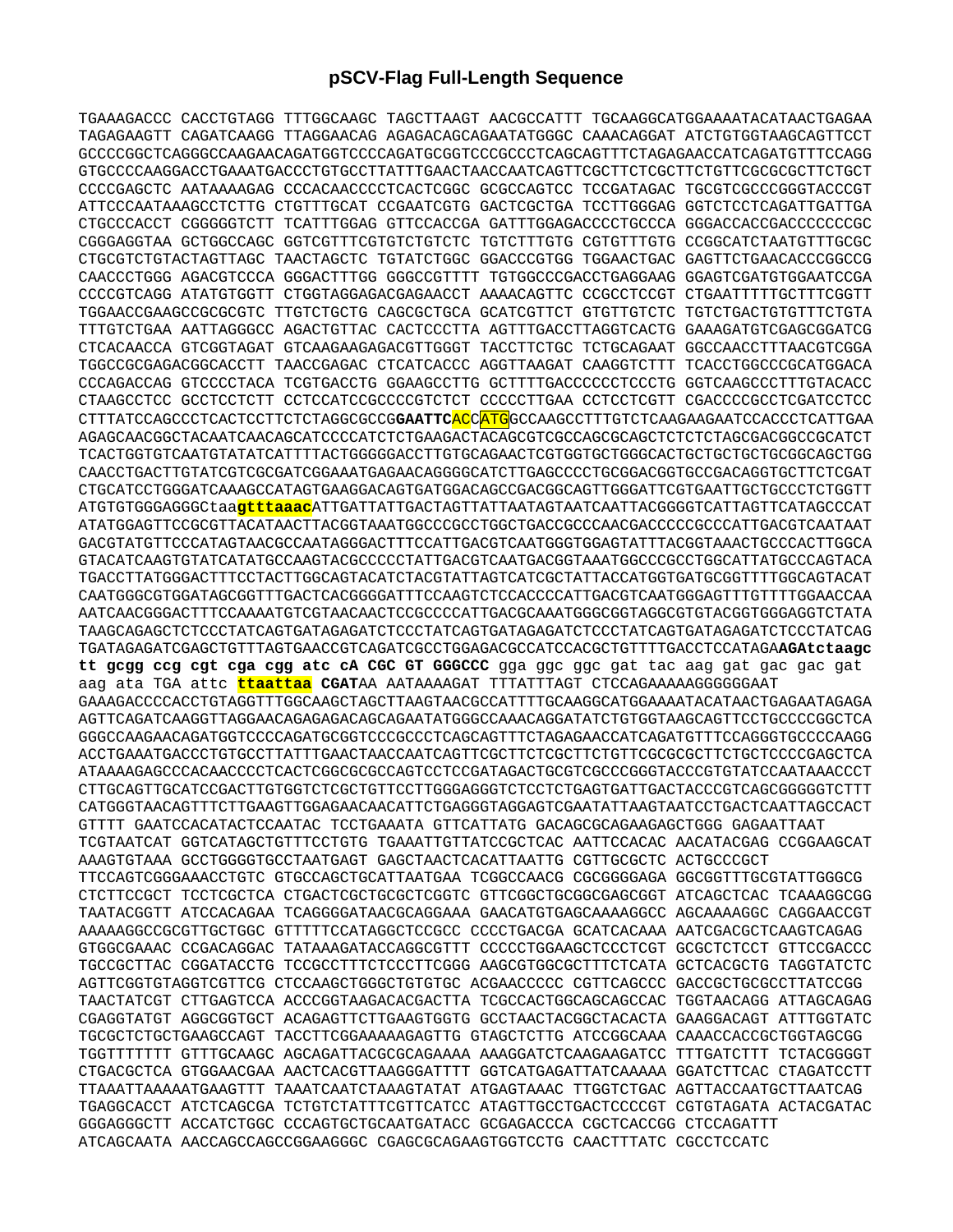# pSCV-Flag Full-Length Sequence

TGAAAGACCC CACCTGTAGG TTTGGCAAGC TAGCTTAAGT AACGCCATTT TGCAAGGCATGGAAAATACATAACTGAGAA
TAGAGAAGTT CAGATCAAGG TTAGGAACAG AGAGACAGCAGAATATGGGC CAAACAGGAT ATCTGTGGTAAGCAGTTCCT
GCCCCGGCTCAGGGCCAAGAACAGATGGTCCCCAGATGCGGTCCCGCCCTCAGCAGTTTCTAGAGAACCATCAGATGTTTCCAGG
GTGCCCCAAGGACCTGAAATGACCCTGTGCCTTATTTGAACTAACCAATCAGTTCGCTTCTCGCTTCTGTTCGCGCGCTTCTGCT
CCCCGAGCTC AATAAAAGAG CCCACAACCCCTCACTCGGC GCGCCAGTCC TCCGATAGAC TGCGTCGCCCGGGTACCCGT
ATTCCCAATAAAGCCTCTTG CTGTTTGCAT CCGAATCGTG GACTCGCTGA TCCTTGGGAG GGTCTCCTCAGATTGATTGA
CTGCCCACCT CGGGGGTCTT TCATTTGGAG GTTCCACCGA GATTTGGAGACCCCTGCCCA GGGACCACCGACCCCCCCGC
CGGGAGGTAA GCTGGCCAGC GGTCGTTTCGTGTCTGTCTC TGTCTTTGTG CGTGTTTGTG CCGGCATCTAATGTTTGCGC
CTGCGTCTGTACTAGTTAGC TAACTAGCTC TGTATCTGGC GGACCCGTGG TGGAACTGAC GAGTTCTGAACACCCGGCCG
CAACCCTGGG AGACGTCCCA GGGACTTTGG GGGCCGTTTT TGTGGCCCGACCTGAGGAAG GGAGTCGATGTGGAATCCGA
CCCCGTCAGG ATATGTGGTT CTGGTAGGAGACGAGAACCT AAAACAGTTC CCGCCTCCGT CTGAATTTTTGCTTTCGGTT
TGGAACCGAAGCCGCGCGTC TTGTCTGCTG CAGCGCTGCA GCATCGTTCT GTGTTGTCTC TGTCTGACTGTGTTTCTGTA
TTTGTCTGAA AATTAGGGCC AGACTGTTAC CACTCCCTTA AGTTTGACCTTAGGTCACTG GAAAGATGTCGAGCGGATCG
CTCACAACCA GTCGGTAGAT GTCAAGAAGAGACGTTGGGT TACCTTCTGC TCTGCAGAAT GGCCAACCTTTAACGTCGGA
TGGCCGCGAGACGGCACCTT TAACCGAGAC CTCATCACCC AGGTTAAGAT CAAGGTCTTT TCACCTGGCCCGCATGGACA
CCCAGACCAG GTCCCCTACA TCGTGACCTG GGAAGCCTTG GCTTTTGACCCCCCTCCCTG GGTCAAGCCCTTTGTACACC
CTAAGCCTCC GCCTCCTCTT CCTCCATCCGCCCCGTCTCT CCCCCTTGAA CCTCCTCGTT CGACCCCGCCTCGATCCTCC
CTTTATCCAGCCCTCACTCCTTCTCTAGGCGCCG**GAATTC**ACCATGGCCAAGCCTTTGTCTCAAGAAGAATCCACCCTCATTGAA
AGAGCAACGGCTACAATCAACAGCATCCCCATCTCTGAAGACTACAGCGTCGCCAGCGCAGCTCTCTCTAGCGACGGCCGCATCT
TCACTGGTGTCAATGTATATCATTTTACTGGGGGACCTTGTGCAGAACTCGTGGTGCTGGGCACTGCTGCTGCTGCGGCAGCTGG
CAACCTGACTTGTATCGTCGCGATCGGAAATGAGAACAGGGGCATCTTGAGCCCCTGCGGACGGTGCCGACAGGTGCTTCTCGAT
CTGCATCCTGGGATCAAAGCCATAGTGAAGGACAGTGATGGACAGCCGACGGCAGTTGGGATTCGTGAATTGCTGCCCTCTGGTT
ATGTGTGGGAGGGCtaa**gtttaaac**ATTGATTATTGACTAGTTATTAATAGTAATCAATTACGGGGTCATTAGTTCATAGCCCAT
ATATGGAGTTCCGCGTTACATAACTTACGGTAAATGGCCCGCCTGGCTGACCGCCCAACGACCCCCGCCCATTGACGTCAATAAT
GACGTATGTTCCCATAGTAACGCCAATAGGGACTTTCCATTGACGTCAATGGGTGGAGTATTTACGGTAAACTGCCCACTTGGCA
GTACATCAAGTGTATCATATGCCAAGTACGCCCCCTATTGACGTCAATGACGGTAAATGGCCCGCCTGGCATTATGCCCAGTACA
TGACCTTATGGGACTTTCCTACTTGGCAGTACATCTACGTATTAGTCATCGCTATTACCATGGTGATGCGGTTTTGGCAGTACAT
CAATGGGCGTGGATAGCGGTTTGACTCACGGGGATTTCCAAGTCTCCACCCCATTGACGTCAATGGGAGTTTGTTTTGGAACCAA
AATCAACGGGACTTTCCAAAATGTCGTAACAACTCCGCCCCATTGACGCAAATGGGCGGTAGGCGTGTACGGTGGGAGGTCTATA
TAAGCAGAGCTCTCCCTATCAGTGATAGAGATCTCCCTATCAGTGATAGAGATCTCCCTATCAGTGATAGAGATCTCCCTATCAG
TGATAGAGATCGAGCTGTTTAGTGAACCGTCAGATCGCCTGGAGACGCCATCCACGCTGTTTTGACCTCCATAGA**AGAtctaagc**
**tt gcgg ccg cgt cga cgg atc cA CGC GT GGGCCC** gga ggc ggc gat tac aag gat gac gac gat
aag ata TGA attc **ttaattaa** **CGAT**AA AATAAAAGAT TTTATTTAGT CTCCAGAAAAAGGGGGGAAT
GAAAGACCCCACCTGTAGGTTTGGCAAGCTAGCTTAAGTAACGCCATTTTGCAAGGCATGGAAAATACATAACTGAGAATAGAGA
AGTTCAGATCAAGGTTAGGAACAGAGAGACAGCAGAATATGGGCCAAACAGGATATCTGTGGTAAGCAGTTCCTGCCCCGGCTCA
GGGCCAAGAACAGATGGTCCCCAGATGCGGTCCCGCCCTCAGCAGTTTCTAGAGAACCATCAGATGTTTCCAGGGTGCCCCAAGG
ACCTGAAATGACCCTGTGCCTTATTTGAACTAACCAATCAGTTCGCTTCTCGCTTCTGTTCGCGCGCTTCTGCTCCCCGAGCTCA
ATAAAAGAGCCCACAACCCCTCACTCGGCGCGCCAGTCCTCCGATAGACTGCGTCGCCCGGGTACCCGTGTATCCAATAAACCCT
CTTGCAGTTGCATCCGACTTGTGGTCTCGCTGTTCCTTGGGAGGGTCTCCTCTGAGTGATTGACTACCCGTCAGCGGGGGTCTTT
CATGGGTAACAGTTTCTTGAAGTTGGAGAACAACATTCTGAGGGTAGGAGTCGAATATTAAGTAATCCTGACTCAATTAGCCACT
GTTTT GAATCCACATACTCCAATAC TCCTGAAATA GTTCATTATG GACAGCGCAGAAGAGCTGGG GAGAATTAAT
TCGTAATCAT GGTCATAGCTGTTTCCTGTG TGAAATTGTTATCCGCTCAC AATTCCACAC AACATACGAG CCGGAAGCAT
AAAGTGTAAA GCCTGGGGTGCCTAATGAGT GAGCTAACTCACATTAATTG CGTTGCGCTC ACTGCCCGCT
TTCCAGTCGGGAAACCTGTC GTGCCAGCTGCATTAATGAA TCGGCCAACG CGCGGGGAGA GGCGGTTTGCGTATTGGGCG
CTCTTCCGCT TCCTCGCTCA CTGACTCGCTGCGCTCGGTC GTTCGGCTGCGGCGAGCGGT ATCAGCTCAC TCAAAGGCGG
TAATACGGTT ATCCACAGAA TCAGGGGATAACGCAGGAAA GAACATGTGAGCAAAAGGCC AGCAAAAGGC CAGGAACCGT
AAAAAGGCCGCGTTGCTGGC GTTTTTCCATAGGCTCCGCC CCCCTGACGA GCATCACAAA AATCGACGCTCAAGTCAGAG
GTGGCGAAAC CCGACAGGAC TATAAAGATACCAGGCGTTT CCCCCTGGAAGCTCCCTCGT GCGCTCTCCT GTTCCGACCC
TGCCGCTTAC CGGATACCTG TCCGCCTTTCTCCCTTCGGG AAGCGTGGCGCTTTCTCATA GCTCACGCTG TAGGTATCTC
AGTTCGGTGTAGGTCGTTCG CTCCAAGCTGGGCTGTGTGC ACGAACCCCC CGTTCAGCCC GACCGCTGCGCCTTATCCGG
TAACTATCGT CTTGAGTCCA ACCCGGTAAGACACGACTTA TCGCCACTGGCAGCAGCCAC TGGTAACAGG ATTAGCAGAG
CGAGGTATGT AGGCGGTGCT ACAGAGTTCTTGAAGTGGTG GCCTAACTACGGCTACACTA GAAGGACAGT ATTTGGTATC
TGCGCTCTGCTGAAGCCAGT TACCTTCGGAAAAAGAGTTG GTAGCTCTTG ATCCGGCAAA CAAACCACCGCTGGTAGCGG
TGGTTTTTTT GTTTGCAAGC AGCAGATTACGCGCAGAAAA AAAGGATCTCAAGAAGATCC TTTGATCTTT TCTACGGGGT
CTGACGCTCA GTGGAACGAA AACTCACGTTAAGGGATTTT GGTCATGAGATTATCAAAAA GGATCTTCAC CTAGATCCTT
TTAAATTAAAAATGAAGTTT TAAATCAATCTAAAGTATAT ATGAGTAAAC TTGGTCTGAC AGTTACCAATGCTTAATCAG
TGAGGCACCT ATCTCAGCGA TCTGTCTATTTCGTTCATCC ATAGTTGCCTGACTCCCCGT CGTGTAGATA ACTACGATAC
GGGAGGGCTT ACCATCTGGC CCCAGTGCTGCAATGATACC GCGAGACCCA CGCTCACCGG CTCCAGATTT
ATCAGCAATA AACCAGCCAGCCGGAAGGGC CGAGCGCAGAAGTGGTCCTG CAACTTTATC CGCCTCCATC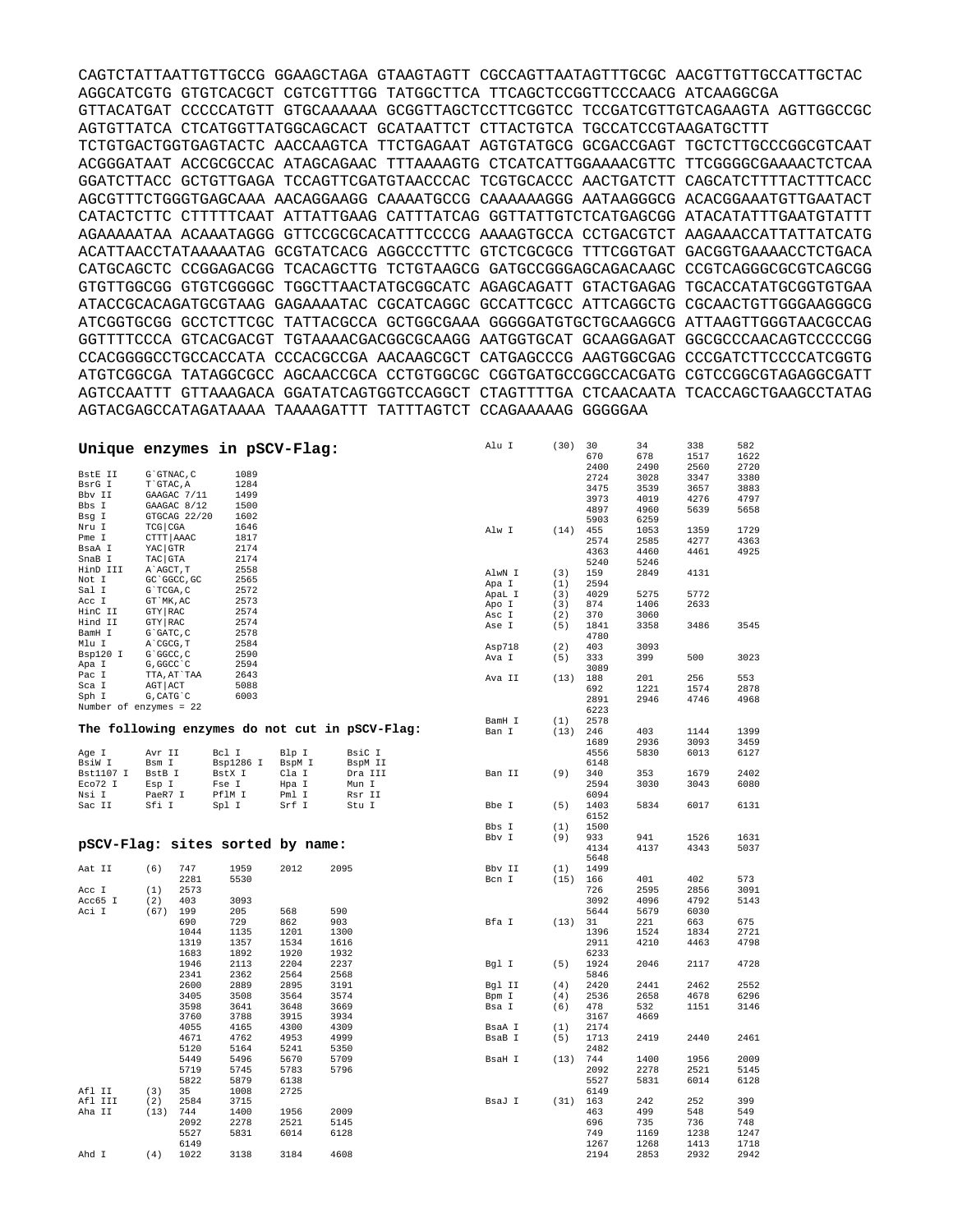```
CAGTCTATTAATTGTTGCCG GGAAGCTAGA GTAAGTAGTT CGCCAGTTAATAGTTTGCGC AACGTTGTTGCCATTGCTAC
AGGCATCGTG GTGTCACGCT CGTCGTTTGG TATGGCTTCA TTCAGCTCCGGTTCCCAACG ATCAAGGCGA
GTTACATGAT CCCCCATGTT GTGCAAAAAA GCGGTTAGCTCCTTCGGTCC TCCGATCGTTGTCAGAAGTA AGTTGGCCGC
AGTGTTATCA CTCATGGTTATGGCAGCACT GCATAATTCT CTTACTGTCA TGCCATCCGTAAGATGCTTT
TCTGTGACTGGTGAGTACTC AACCAAGTCA TTCTGAGAAT AGTGTATGCG GCGACCGAGT TGCTCTTGCCCGGCGTCAAT
ACGGGATAAT ACCGCGCCAC ATAGCAGAAC TTTAAAAGTG CTCATCATTGGAAAACGTTC TTCGGGGCGAAAACTCTCAA
GGATCTTACC GCTGTTGAGA TCCAGTTCGATGTAACCCAC TCGTGCACCC AACTGATCTT CAGCATCTTTTACTTTCACC
AGCGTTTCTGGGTGAGCAAA AACAGGAAGG CAAAATGCCG CAAAAAAGGG AATAAGGGCG ACACGGAAATGTTGAATACT
CATACTCTTC CTTTTTCAAT ATTATTGAAG CATTTATCAG GGTTATTGTCTCATGAGCGG ATACATATTTGAATGTATTT
AGAAAAATAA ACAAATAGGG GTTCCGCGCACATTTCCCCG AAAAGTGCCA CCTGACGTCT AAGAAACCATTATTATCATG
ACATTAACCTATAAAAATAG GCGTATCACG AGGCCCTTTC GTCTCGCGCG TTTCGGTGAT GACGGTGAAAACCTCTGACA
CATGCAGCTC CCGGAGACGG TCACAGCTTG TCTGTAAGCG GATGCCGGGAGCAGACAAGC CCGTCAGGGCGCGTCAGCGG
GTGTTGGCGG GTGTCGGGGC TGGCTTAACTATGCGGCATC AGAGCAGATT GTACTGAGAG TGCACCATATGCGGTGTGAA
ATACCGCACAGATGCGTAAG GAGAAAATAC CGCATCAGGC GCCATTCGCC ATTCAGGCTG CGCAACTGTTGGGAAGGGCG
ATCGGTGCGG GCCTCTTCGC TATTACGCCA GCTGGCGAAA GGGGGATGTGCTGCAAGGCG ATTAAGTTGGGTAACGCCAG
GGTTTTCCCA GTCACGACGT TGTAAAACGACGGCGCAAGG AATGGTGCAT GCAAGGAGAT GGCGCCCAACAGTCCCCCGG
CCACGGGGCCTGCCACCATA CCCACGCCGA AACAAGCGCT CATGAGCCCG AAGTGGCGAG CCCGATCTTCCCCATCGGTG
ATGTCGGCGA TATAGGCGCC AGCAACCGCA CCTGTGGCGC CGGTGATGCCGGCCACGATG CGTCCGGCGTAGAGGCGATT
AGTCCAATTT GTTAAAGACA GGATATCAGTGGTCCAGGCT CTAGTTTTGA CTCAACAATA TCACCAGCTGAAGCCTATAG
AGTACGAGCCATAGATAAAA TAAAAGATTT TATTTAGTCT CCAGAAAAAG GGGGGAA
```

## Unique enzymes in pSCV-Flag:

| Enzyme | Site | Position |
|---|---|---|
| BstE II | G`GTNAC,C | 1089 |
| BsrG I | T`GTAC,A | 1284 |
| Bbv II | GAAGAC 7/11 | 1499 |
| Bbs I | GAAGAC 8/12 | 1500 |
| Bsg I | GTGCAG 22/20 | 1602 |
| Nru I | TCG\|CGA | 1646 |
| Pme I | CTTT\|AAAC | 1817 |
| BsaA I | YAC\|GTR | 2174 |
| SnaB I | TAC\|GTA | 2174 |
| HinD III | A`AGCT,T | 2558 |
| Not I | GC`GGCC,GC | 2565 |
| Sal I | G`TCGA,C | 2572 |
| Acc I | GT`MK,AC | 2573 |
| HinC II | GTY\|RAC | 2574 |
| Hind II | GTY\|RAC | 2574 |
| BamH I | G`GATC,C | 2578 |
| Mlu I | A`CGCG,T | 2584 |
| Bsp120 I | G`GGCC,C | 2590 |
| Apa I | G,GGCC`C | 2594 |
| Pac I | TTA,AT`TAA | 2643 |
| Sca I | AGT\|ACT | 5088 |
| Sph I | G,CATG`C | 6003 |

Number of enzymes = 22

## The following enzymes do not cut in pSCV-Flag:

| | | | | |
|---|---|---|---|---|
| Age I | Avr II | Bcl I | Blp I | BsiC I |
| BsiW I | Bsm I | Bsp1286 I | BspM I | BspM II |
| Bst1107 I | BstB I | BstX I | Cla I | Dra III |
| Eco72 I | Esp I | Fse I | Hpa I | Mun I |
| Nsi I | PaeR7 I | PflM I | Pml I | Rsr II |
| Sac II | Sfi I | Spl I | Srf I | Stu I |

## pSCV-Flag: sites sorted by name:

| Enzyme | Count | Positions | | | |
|---|---|---|---|---|---|
| Aat II | (6) | 747 | 1959 | 2012 | 2095 |
| | | 2281 | 5530 | | |
| Acc I | (1) | 2573 | | | |
| Acc65 I | (2) | 403 | 3093 | | |
| Aci I | (67) | 199 | 205 | 568 | 590 |
| | | 690 | 729 | 862 | 903 |
| | | 1044 | 1135 | 1201 | 1300 |
| | | 1319 | 1357 | 1534 | 1616 |
| | | 1683 | 1892 | 1920 | 1932 |
| | | 1946 | 2113 | 2204 | 2237 |
| | | 2341 | 2362 | 2564 | 2568 |
| | | 2600 | 2889 | 2895 | 3191 |
| | | 3405 | 3508 | 3564 | 3574 |
| | | 3598 | 3641 | 3648 | 3669 |
| | | 3760 | 3788 | 3915 | 3934 |
| | | 4055 | 4165 | 4300 | 4309 |
| | | 4671 | 4762 | 4953 | 4999 |
| | | 5120 | 5164 | 5241 | 5350 |
| | | 5449 | 5496 | 5670 | 5709 |
| | | 5719 | 5745 | 5783 | 5796 |
| | | 5822 | 5879 | 6138 | |
| Afl II | (3) | 35 | 1008 | 2725 | |
| Afl III | (2) | 2584 | 3715 | | |
| Aha II | (13) | 744 | 1400 | 1956 | 2009 |
| | | 2092 | 2278 | 2521 | 5145 |
| | | 5527 | 5831 | 6014 | 6128 |
| | | 6149 | | | |
| Ahd I | (4) | 1022 | 3138 | 3184 | 4608 |
| Alu I | (30) | 30 | 34 | 338 | 582 |
| | | 670 | 678 | 1517 | 1622 |
| | | 2400 | 2490 | 2560 | 2720 |
| | | 2724 | 3028 | 3347 | 3380 |
| | | 3475 | 3539 | 3657 | 3883 |
| | | 3973 | 4019 | 4276 | 4797 |
| | | 4897 | 4960 | 5639 | 5658 |
| | | 5903 | 6259 | | |
| Alw I | (14) | 455 | 1053 | 1359 | 1729 |
| | | 2574 | 2585 | 4277 | 4363 |
| | | 4363 | 4460 | 4461 | 4925 |
| | | 5240 | 5246 | | |
| AlwN I | (3) | 159 | 2849 | 4131 | |
| Apa I | (1) | 2594 | | | |
| ApaL I | (3) | 4029 | 5275 | 5772 | |
| Apo I | (3) | 874 | 1406 | 2633 | |
| Asc I | (2) | 370 | 3060 | | |
| Ase I | (5) | 1841 | 3358 | 3486 | 3545 |
| | | 4780 | | | |
| Asp718 | (2) | 403 | 3093 | | |
| Ava I | (5) | 333 | 399 | 500 | 3023 |
| | | 3089 | | | |
| Ava II | (13) | 188 | 201 | 256 | 553 |
| | | 692 | 1221 | 1574 | 2878 |
| | | 2891 | 2946 | 4746 | 4968 |
| | | 6223 | | | |
| BamH I | (1) | 2578 | | | |
| Ban I | (13) | 246 | 403 | 1144 | 1399 |
| | | 1689 | 2936 | 3093 | 3459 |
| | | 4556 | 5830 | 6013 | 6127 |
| | | 6148 | | | |
| Ban II | (9) | 340 | 353 | 1679 | 2402 |
| | | 2594 | 3030 | 3043 | 6080 |
| | | 6094 | | | |
| Bbe I | (5) | 1403 | 5834 | 6017 | 6131 |
| | | 6152 | | | |
| Bbs I | (1) | 1500 | | | |
| Bbv I | (9) | 933 | 941 | 1526 | 1631 |
| | | 4134 | 4137 | 4343 | 5037 |
| | | 5648 | | | |
| Bbv II | (1) | 1499 | | | |
| Bcn I | (15) | 166 | 401 | 402 | 573 |
| | | 726 | 2595 | 2856 | 3091 |
| | | 3092 | 4096 | 4792 | 5143 |
| | | 5644 | 5679 | 6030 | |
| Bfa I | (13) | 31 | 221 | 663 | 675 |
| | | 1396 | 1524 | 1834 | 2721 |
| | | 2911 | 4210 | 4463 | 4798 |
| | | 6233 | | | |
| Bgl I | (5) | 1924 | 2046 | 2117 | 4728 |
| | | 5846 | | | |
| Bgl II | (4) | 2420 | 2441 | 2462 | 2552 |
| Bpm I | (4) | 2536 | 2658 | 4678 | 6296 |
| Bsa I | (6) | 478 | 532 | 1151 | 3146 |
| | | 3167 | 4669 | | |
| BsaA I | (1) | 2174 | | | |
| BsaB I | (5) | 1713 | 2419 | 2440 | 2461 |
| | | 2482 | | | |
| BsaH I | (13) | 744 | 1400 | 1956 | 2009 |
| | | 2092 | 2278 | 2521 | 5145 |
| | | 5527 | 5831 | 6014 | 6128 |
| | | 6149 | | | |
| BsaJ I | (31) | 163 | 242 | 252 | 399 |
| | | 463 | 499 | 548 | 549 |
| | | 696 | 735 | 736 | 748 |
| | | 749 | 1169 | 1238 | 1247 |
| | | 1267 | 1268 | 1413 | 1718 |
| | | 2194 | 2853 | 2932 | 2942 |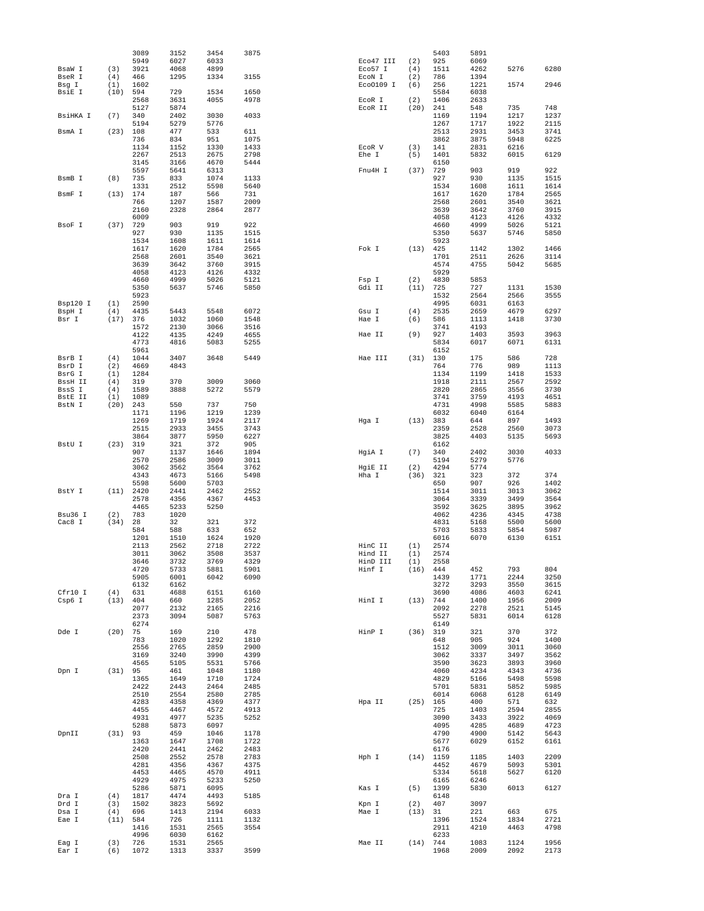| Enzyme | Count | Sites | | | |
|---|---|---|---|---|---|
| | | 3089 | 3152 | 3454 | 3875 |
| | | 5949 | 6027 | 6033 | |
| BsaW I | (3) | 3921 | 4068 | 4899 | |
| BseR I | (4) | 466 | 1295 | 1334 | 3155 |
| Bsg I | (1) | 1602 | | | |
| BsiE I | (10) | 594 | 729 | 1534 | 1650 |
| | | 2568 | 3631 | 4055 | 4978 |
| | | 5127 | 5874 | | |
| BsiHKA I | (7) | 340 | 2402 | 3030 | 4033 |
| | | 5194 | 5279 | 5776 | |
| BsmA I | (23) | 108 | 477 | 533 | 611 |
| | | 736 | 834 | 951 | 1075 |
| | | 1134 | 1152 | 1330 | 1433 |
| | | 2267 | 2513 | 2675 | 2798 |
| | | 3145 | 3166 | 4670 | 5444 |
| | | 5597 | 5641 | 6313 | |
| BsmB I | (8) | 735 | 833 | 1074 | 1133 |
| | | 1331 | 2512 | 5598 | 5640 |
| BsmF I | (13) | 174 | 187 | 566 | 731 |
| | | 766 | 1207 | 1587 | 2009 |
| | | 2160 | 2328 | 2864 | 2877 |
| | | 6009 | | | |
| BsoF I | (37) | 729 | 903 | 919 | 922 |
| | | 927 | 930 | 1135 | 1515 |
| | | 1534 | 1608 | 1611 | 1614 |
| | | 1617 | 1620 | 1784 | 2565 |
| | | 2568 | 2601 | 3540 | 3621 |
| | | 3639 | 3642 | 3760 | 3915 |
| | | 4058 | 4123 | 4126 | 4332 |
| | | 4660 | 4999 | 5026 | 5121 |
| | | 5350 | 5637 | 5746 | 5850 |
| | | 5923 | | | |
| Bsp120 I | (1) | 2590 | | | |
| BspH I | (4) | 4435 | 5443 | 5548 | 6072 |
| Bsr I | (17) | 376 | 1032 | 1060 | 1548 |
| | | 1572 | 2130 | 3066 | 3516 |
| | | 4122 | 4135 | 4249 | 4655 |
| | | 4773 | 4816 | 5083 | 5255 |
| | | 5961 | | | |
| BsrB I | (4) | 1044 | 3407 | 3648 | 5449 |
| BsrD I | (2) | 4669 | 4843 | | |
| BsrG I | (1) | 1284 | | | |
| BssH II | (4) | 319 | 370 | 3009 | 3060 |
| BssS I | (4) | 1589 | 3888 | 5272 | 5579 |
| BstE II | (1) | 1089 | | | |
| BstN I | (20) | 243 | 550 | 737 | 750 |
| | | 1171 | 1196 | 1219 | 1239 |
| | | 1269 | 1719 | 1924 | 2117 |
| | | 2515 | 2933 | 3455 | 3743 |
| | | 3864 | 3877 | 5950 | 6227 |
| BstU I | (23) | 319 | 321 | 372 | 905 |
| | | 907 | 1137 | 1646 | 1894 |
| | | 2570 | 2586 | 3009 | 3011 |
| | | 3062 | 3562 | 3564 | 3762 |
| | | 4343 | 4673 | 5166 | 5498 |
| | | 5598 | 5600 | 5703 | |
| BstY I | (11) | 2420 | 2441 | 2462 | 2552 |
| | | 2578 | 4356 | 4367 | 4453 |
| | | 4465 | 5233 | 5250 | |
| Bsu36 I | (2) | 783 | 1020 | | |
| Cac8 I | (34) | 28 | 32 | 321 | 372 |
| | | 584 | 588 | 633 | 652 |
| | | 1201 | 1510 | 1624 | 1920 |
| | | 2113 | 2562 | 2718 | 2722 |
| | | 3011 | 3062 | 3508 | 3537 |
| | | 3646 | 3732 | 3769 | 4329 |
| | | 4720 | 5733 | 5881 | 5901 |
| | | 5905 | 6001 | 6042 | 6090 |
| | | 6132 | 6162 | | |
| Cfr10 I | (4) | 631 | 4688 | 6151 | 6160 |
| Csp6 I | (13) | 404 | 660 | 1285 | 2052 |
| | | 2077 | 2132 | 2165 | 2216 |
| | | 2373 | 3094 | 5087 | 5763 |
| | | 6274 | | | |
| Dde I | (20) | 75 | 169 | 210 | 478 |
| | | 783 | 1020 | 1292 | 1810 |
| | | 2556 | 2765 | 2859 | 2900 |
| | | 3169 | 3240 | 3990 | 4399 |
| | | 4565 | 5105 | 5531 | 5766 |
| Dpn I | (31) | 95 | 461 | 1048 | 1180 |
| | | 1365 | 1649 | 1710 | 1724 |
| | | 2422 | 2443 | 2464 | 2485 |
| | | 2510 | 2554 | 2580 | 2785 |
| | | 4283 | 4358 | 4369 | 4377 |
| | | 4455 | 4467 | 4572 | 4913 |
| | | 4931 | 4977 | 5235 | 5252 |
| | | 5288 | 5873 | 6097 | |
| DpnII | (31) | 93 | 459 | 1046 | 1178 |
| | | 1363 | 1647 | 1708 | 1722 |
| | | 2420 | 2441 | 2462 | 2483 |
| | | 2508 | 2552 | 2578 | 2783 |
| | | 4281 | 4356 | 4367 | 4375 |
| | | 4453 | 4465 | 4570 | 4911 |
| | | 4929 | 4975 | 5233 | 5250 |
| | | 5286 | 5871 | 6095 | |
| Dra I | (4) | 1817 | 4474 | 4493 | 5185 |
| Drd I | (3) | 1502 | 3823 | 5692 | |
| Dsa I | (4) | 696 | 1413 | 2194 | 6033 |
| Eae I | (11) | 584 | 726 | 1111 | 1132 |
| | | 1416 | 1531 | 2565 | 3554 |
| | | 4996 | 6030 | 6162 | |
| Eag I | (3) | 726 | 1531 | 2565 | |
| Ear I | (6) | 1072 | 1313 | 3337 | 3599 |
| | | 5403 | 5891 | | |
| Eco47 III | (2) | 925 | 6069 | | |
| Eco57 I | (4) | 1511 | 4262 | 5276 | 6280 |
| EcoN I | (2) | 786 | 1394 | | |
| EcoO109 I | (6) | 256 | 1221 | 1574 | 2946 |
| | | 5584 | 6038 | | |
| EcoR I | (2) | 1406 | 2633 | | |
| EcoR II | (20) | 241 | 548 | 735 | 748 |
| | | 1169 | 1194 | 1217 | 1237 |
| | | 1267 | 1717 | 1922 | 2115 |
| | | 2513 | 2931 | 3453 | 3741 |
| | | 3862 | 3875 | 5948 | 6225 |
| EcoR V | (3) | 141 | 2831 | 6216 | |
| Ehe I | (5) | 1401 | 5832 | 6015 | 6129 |
| | | 6150 | | | |
| Fnu4H I | (37) | 729 | 903 | 919 | 922 |
| | | 927 | 930 | 1135 | 1515 |
| | | 1534 | 1608 | 1611 | 1614 |
| | | 1617 | 1620 | 1784 | 2565 |
| | | 2568 | 2601 | 3540 | 3621 |
| | | 3639 | 3642 | 3760 | 3915 |
| | | 4058 | 4123 | 4126 | 4332 |
| | | 4660 | 4999 | 5026 | 5121 |
| | | 5350 | 5637 | 5746 | 5850 |
| | | 5923 | | | |
| Fok I | (13) | 425 | 1142 | 1302 | 1466 |
| | | 1701 | 2511 | 2626 | 3114 |
| | | 4574 | 4755 | 5042 | 5685 |
| | | 5929 | | | |
| Fsp I | (2) | 4830 | 5853 | | |
| Gdi II | (11) | 725 | 727 | 1131 | 1530 |
| | | 1532 | 2564 | 2566 | 3555 |
| | | 4995 | 6031 | 6163 | |
| Gsu I | (4) | 2535 | 2659 | 4679 | 6297 |
| Hae I | (6) | 586 | 1113 | 1418 | 3730 |
| | | 3741 | 4193 | | |
| Hae II | (9) | 927 | 1403 | 3593 | 3963 |
| | | 5834 | 6017 | 6071 | 6131 |
| | | 6152 | | | |
| Hae III | (31) | 130 | 175 | 586 | 728 |
| | | 764 | 776 | 989 | 1113 |
| | | 1134 | 1199 | 1418 | 1533 |
| | | 1918 | 2111 | 2567 | 2592 |
| | | 2820 | 2865 | 3556 | 3730 |
| | | 3741 | 3759 | 4193 | 4651 |
| | | 4731 | 4998 | 5585 | 5883 |
| | | 6032 | 6040 | 6164 | |
| Hga I | (13) | 383 | 644 | 897 | 1493 |
| | | 2359 | 2528 | 2560 | 3073 |
| | | 3825 | 4403 | 5135 | 5693 |
| | | 6162 | | | |
| HgiA I | (7) | 340 | 2402 | 3030 | 4033 |
| | | 5194 | 5279 | 5776 | |
| HgiE II | (2) | 4294 | 5774 | | |
| Hha I | (36) | 321 | 323 | 372 | 374 |
| | | 650 | 907 | 926 | 1402 |
| | | 1514 | 3011 | 3013 | 3062 |
| | | 3064 | 3339 | 3499 | 3564 |
| | | 3592 | 3625 | 3895 | 3962 |
| | | 4062 | 4236 | 4345 | 4738 |
| | | 4831 | 5168 | 5500 | 5600 |
| | | 5703 | 5833 | 5854 | 5987 |
| | | 6016 | 6070 | 6130 | 6151 |
| HinC II | (1) | 2574 | | | |
| Hind II | (1) | 2574 | | | |
| HinD III | (1) | 2558 | | | |
| Hinf I | (16) | 444 | 452 | 793 | 804 |
| | | 1439 | 1771 | 2244 | 3250 |
| | | 3272 | 3293 | 3550 | 3615 |
| | | 3690 | 4086 | 4603 | 6241 |
| HinI I | (13) | 744 | 1400 | 1956 | 2009 |
| | | 2092 | 2278 | 2521 | 5145 |
| | | 5527 | 5831 | 6014 | 6128 |
| | | 6149 | | | |
| HinP I | (36) | 319 | 321 | 370 | 372 |
| | | 648 | 905 | 924 | 1400 |
| | | 1512 | 3009 | 3011 | 3060 |
| | | 3062 | 3337 | 3497 | 3562 |
| | | 3590 | 3623 | 3893 | 3960 |
| | | 4060 | 4234 | 4343 | 4736 |
| | | 4829 | 5166 | 5498 | 5598 |
| | | 5701 | 5831 | 5852 | 5985 |
| | | 6014 | 6068 | 6128 | 6149 |
| Hpa II | (25) | 165 | 400 | 571 | 632 |
| | | 725 | 1403 | 2594 | 2855 |
| | | 3090 | 3433 | 3922 | 4069 |
| | | 4095 | 4285 | 4689 | 4723 |
| | | 4790 | 4900 | 5142 | 5643 |
| | | 5677 | 6029 | 6152 | 6161 |
| | | 6176 | | | |
| Hph I | (14) | 1159 | 1185 | 1403 | 2209 |
| | | 4452 | 4679 | 5093 | 5301 |
| | | 5334 | 5618 | 5627 | 6120 |
| | | 6165 | 6246 | | |
| Kas I | (5) | 1399 | 5830 | 6013 | 6127 |
| | | 6148 | | | |
| Kpn I | (2) | 407 | 3097 | | |
| Mae I | (13) | 31 | 221 | 663 | 675 |
| | | 1396 | 1524 | 1834 | 2721 |
| | | 2911 | 4210 | 4463 | 4798 |
| | | 6233 | | | |
| Mae II | (14) | 744 | 1083 | 1124 | 1956 |
| | | 1968 | 2009 | 2092 | 2173 |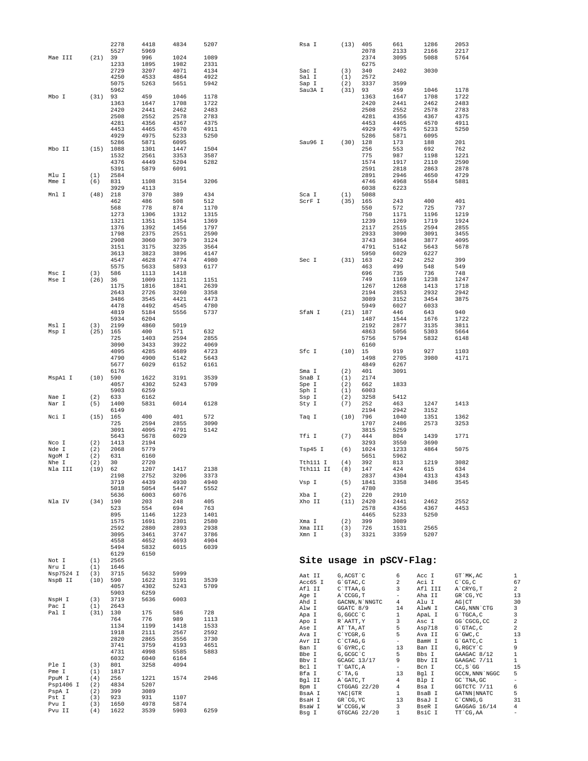```
                2278    4418    4834    5207
                5527    5969
Mae III   (21)  39      996     1024    1089
                1233    1895    1982    2331
                2729    3207    4071    4134
                4250    4533    4864    4922
                5075    5263    5651    5942
                5962
Mbo I     (31)  93      459     1046    1178
                1363    1647    1708    1722
                2420    2441    2462    2483
                2508    2552    2578    2783
                4281    4356    4367    4375
                4453    4465    4570    4911
                4929    4975    5233    5250
                5286    5871    6095
Mbo II    (15)  1088    1301    1447    1504
                1532    2561    3353    3587
                4376    4449    5204    5282
                5391    5879    6091
Mlu I     (1)   2584
Mme I     (6)   831     1108    3154    3206
                3929    4113
Mnl I     (48)  218     370     389     434
                462     486     508     512
                568     778     874     1170
                1273    1306    1312    1315
                1321    1351    1354    1369
                1376    1392    1456    1797
                1798    2375    2551    2590
                2908    3060    3079    3124
                3151    3175    3235    3564
                3613    3823    3896    4147
                4547    4628    4774    4980
                5575    5633    5893    6177
Msc I     (3)   586     1113    1418
Mse I     (26)  36      1009    1121    1151
                1175    1816    1841    2639
                2643    2726    3260    3358
                3486    3545    4421    4473
                4478    4492    4545    4780
                4819    5184    5556    5737
                5934    6204
Msl I     (3)   2199    4860    5019
Msp I     (25)  165     400     571     632
                725     1403    2594    2855
                3090    3433    3922    4069
                4095    4285    4689    4723
                4790    4900    5142    5643
                5677    6029    6152    6161
                6176
MspA1 I   (10)  590     1622    3191    3539
                4057    4302    5243    5709
                5903    6259
Nae I     (2)   633     6162
Nar I     (5)   1400    5831    6014    6128
                6149
Nci I     (15)  165     400     401     572
                725     2594    2855    3090
                3091    4095    4791    5142
                5643    5678    6029
Nco I     (2)   1413    2194
Nde I     (2)   2068    5779
NgoM I    (2)   631     6160
Nhe I     (2)   30      2720
Nla III   (19)  62      1207    1417    2138
                2198    2752    3206    3373
                3719    4439    4930    4940
                5018    5054    5447    5552
                5636    6003    6076
Nla IV    (34)  190     203     248     405
                523     554     694     763
                895     1146    1223    1401
                1575    1691    2301    2580
                2592    2880    2893    2938
                3095    3461    3747    3786
                4558    4652    4693    4904
                5494    5832    6015    6039
                6129    6150
Not I     (1)   2565
Nru I     (1)   1646
Nsp7524 I (3)   3715    5632    5999
NspB II   (10)  590     1622    3191    3539
                4057    4302    5243    5709
                5903    6259
NspH I    (3)   3719    5636    6003
Pac I     (1)   2643
Pal I     (31)  130     175     586     728
                764     776     989     1113
                1134    1199    1418    1533
                1918    2111    2567    2592
                2820    2865    3556    3730
                3741    3759    4193    4651
                4731    4998    5585    5883
                6032    6040    6164
Ple I     (3)   801     3258    4094
Pme I     (1)   1817
PpuM I    (4)   256     1221    1574    2946
Psp1406 I (2)   4834    5207
PspA I    (2)   399     3089
Pst I     (3)   923     931     1107
Pvu I     (3)   1650    4978    5874
Pvu II    (4)   1622    3539    5903    6259
Rsa I     (13)  405     661     1286    2053
                2078    2133    2166    2217
                2374    3095    5088    5764
                6275
Sac I     (3)   340     2402    3030
Sal I     (1)   2572
Sap I     (2)   3337    3599
Sau3A I   (31)  93      459     1046    1178
                1363    1647    1708    1722
                2420    2441    2462    2483
                2508    2552    2578    2783
                4281    4356    4367    4375
                4453    4465    4570    4911
                4929    4975    5233    5250
                5286    5871    6095
Sau96 I   (30)  128     173     188     201
                256     553     692     762
                775     987     1198    1221
                1574    1917    2110    2590
                2591    2818    2863    2878
                2891    2946    4650    4729
                4746    4968    5584    5881
                6038    6223
Sca I     (1)   5088
ScrF I    (35)  165     243     400     401
                550     572     725     737
                750     1171    1196    1219
                1239    1269    1719    1924
                2117    2515    2594    2855
                2933    3090    3091    3455
                3743    3864    3877    4095
                4791    5142    5643    5678
                5950    6029    6227
Sec I     (31)  163     242     252     399
                463     499     548     549
                696     735     736     748
                749     1169    1238    1247
                1267    1268    1413    1718
                2194    2853    2932    2942
                3089    3152    3454    3875
                5949    6027    6033
SfaN I    (21)  187     446     643     940
                1487    1544    1676    1722
                2192    2877    3135    3811
                4863    5056    5303    5664
                5756    5794    5832    6148
                6160
Sfc I     (10)  15      919     927     1103
                1498    2705    3980    4171
                4849    6267
Sma I     (2)   401     3091
SnaB I    (1)   2174
Spe I     (2)   662     1833
Sph I     (1)   6003
Ssp I     (2)   3258    5412
Sty I     (7)   252     463     1247    1413
                2194    2942    3152
Taq I     (10)  796     1040    1351    1362
                1707    2486    2573    3253
                3815    5259
Tfi I     (7)   444     804     1439    1771
                3293    3550    3690
Tsp45 I   (6)   1024    1233    4864    5075
                5651    5962
Tth111 I  (4)   392     813     1219    3082
Tth111 II (8)   147     424     615     634
                2837    4304    4313    4343
Vsp I     (5)   1841    3358    3486    3545
                4780
Xba I     (2)   220     2910
Xho II    (11)  2420    2441    2462    2552
                2578    4356    4367    4453
                4465    5233    5250
Xma I     (2)   399     3089
Xma III   (3)   726     1531    2565
Xmn I     (3)   3321    3359    5207
```

## Site usage in pSCV-Flag:

| Enzyme | Site | Count | Enzyme | Site | Count |
|---|---|---|---|---|---|
| Aat II | G,ACGT`C | 6 | Acc I | GT`MK,AC | 1 |
| Acc65 I | G`GTAC,C | 2 | Aci I | C`CG,C | 67 |
| Afl II | C`TTAA,G | 3 | Afl III | A`CRYG,T | 2 |
| Age I | A`CCGG,T | - | Aha II | GR`CG,YC | 13 |
| Ahd I | GACNN,N`NNGTC | 4 | Alu I | AG\|CT | 30 |
| Alw I | GGATC 8/9 | 14 | AlwN I | CAG,NNN`CTG | 3 |
| Apa I | G,GGCC`C | 1 | ApaL I | G`TGCA,C | 3 |
| Apo I | R`AATT,Y | 3 | Asc I | GG`CGCG,CC | 2 |
| Ase I | AT`TA,AT | 5 | Asp718 | G`GTAC,C | 2 |
| Ava I | C`YCGR,G | 5 | Ava II | G`GWC,C | 13 |
| Avr II | C`CTAG,G | - | BamH I | G`GATC,C | 1 |
| Ban I | G`GYRC,C | 13 | Ban II | G,RGCY`C | 9 |
| Bbe I | G,GCGC`C | 5 | Bbs I | GAAGAC 8/12 | 1 |
| Bbv I | GCAGC 13/17 | 9 | Bbv II | GAAGAC 7/11 | 1 |
| Bcl I | T`GATC,A | - | Bcn I | CC,S`GG | 15 |
| Bfa I | C`TA,G | 13 | Bgl I | GCCN,NNN`NGGC | 5 |
| Bgl II | A`GATC,T | 4 | Blp I | GC`TNA,GC | - |
| Bpm I | CTGGAG 22/20 | 4 | Bsa I | GGTCTC 7/11 | 6 |
| BsaA I | YAC\|GTR | 1 | BsaB I | GATNN\|NNATC | 5 |
| BsaH I | GR`CG,YC | 13 | BsaJ I | C`CNNG,G | 31 |
| BsaW I | W`CCGG,W | 3 | BseR I | GAGGAG 16/14 | 4 |
| Bsg I | GTGCAG 22/20 | 1 | BsiC I | TT`CG,AA | - |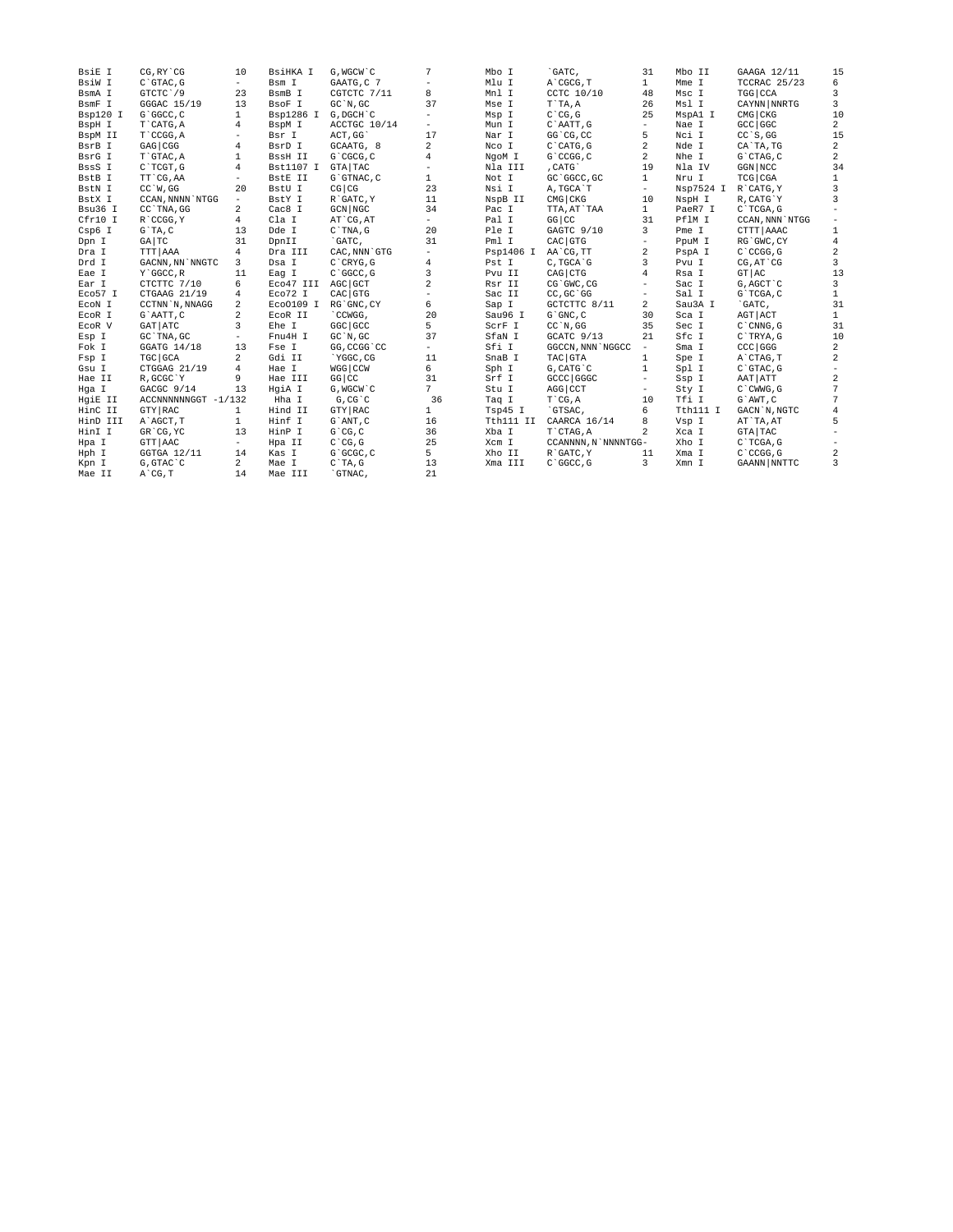| | | | | | | | | | | | |
|---|---|---|---|---|---|---|---|---|---|---|---|
| BsiE I | CG,RY`CG | 10 | BsiHKA I | G,WGCW`C | 7 | Mbo I | `GATC, | 31 | Mbo II | GAAGA 12/11 | 15 |
| BsiW I | C`GTAC,G | - | Bsm I | GAATG,C 7 | - | Mlu I | A`CGCG,T | 1 | Mme I | TCCRAC 25/23 | 6 |
| BsmA I | GTCTC`/9 | 23 | BsmB I | CGTCTC 7/11 | 8 | Mnl I | CCTC 10/10 | 48 | Msc I | TGG\|CCA | 3 |
| BsmF I | GGGAC 15/19 | 13 | BsoF I | GC`N,GC | 37 | Mse I | T`TA,A | 26 | Msl I | CAYNN\|NNRTG | 3 |
| Bsp120 I | G`GGCC,C | 1 | Bsp1286 I | G,DGCH`C | - | Msp I | C`CG,G | 25 | MspA1 I | CMG\|CKG | 10 |
| BspH I | T`CATG,A | 4 | BspM I | ACCTGC 10/14 | - | Mun I | C`AATT,G | - | Nae I | GCC\|GGC | 2 |
| BspM II | T`CCGG,A | - | Bsr I | ACT,GG` | 17 | Nar I | GG`CG,CC | 5 | Nci I | CC`S,GG | 15 |
| BsrB I | GAG\|CGG | 4 | BsrD I | GCAATG, 8 | 2 | Nco I | C`CATG,G | 2 | Nde I | CA`TA,TG | 2 |
| BsrG I | T`GTAC,A | 1 | BssH II | G`CGCG,C | 4 | NgoM I | G`CCGG,C | 2 | Nhe I | G`CTAG,C | 2 |
| BssS I | C`TCGT,G | 4 | Bst1107 I | GTA\|TAC | - | Nla III | ,CATG` | 19 | Nla IV | GGN\|NCC | 34 |
| BstB I | TT`CG,AA | - | BstE II | G`GTNAC,C | 1 | Not I | GC`GGCC,GC | 1 | Nru I | TCG\|CGA | 1 |
| BstN I | CC`W,GG | 20 | BstU I | CG\|CG | 23 | Nsi I | A,TGCA`T | - | Nsp7524 I | R`CATG,Y | 3 |
| BstX I | CCAN,NNNN`NTGG | - | BstY I | R`GATC,Y | 11 | NspB II | CMG\|CKG | 10 | NspH I | R,CATG`Y | 3 |
| Bsu36 I | CC`TNA,GG | 2 | Cac8 I | GCN\|NGC | 34 | Pac I | TTA,AT`TAA | 1 | PaeR7 I | C`TCGA,G | - |
| Cfr10 I | R`CCGG,Y | 4 | Cla I | AT`CG,AT | - | Pal I | GG\|CC | 31 | PflM I | CCAN,NNN`NTGG | - |
| Csp6 I | G`TA,C | 13 | Dde I | C`TNA,G | 20 | Ple I | GAGTC 9/10 | 3 | Pme I | CTTT\|AAAC | 1 |
| Dpn I | GA\|TC | 31 | DpnII | `GATC, | 31 | Pml I | CAC\|GTG | - | PpuM I | RG`GWC,CY | 4 |
| Dra I | TTT\|AAA | 4 | Dra III | CAC,NNN`GTG | - | Psp1406 I | AA`CG,TT | 2 | PspA I | C`CCGG,G | 2 |
| Drd I | GACNN,NN`NNGTC | 3 | Dsa I | C`CRYG,G | 4 | Pst I | C,TGCA`G | 3 | Pvu I | CG,AT`CG | 3 |
| Eae I | Y`GGCC,R | 11 | Eag I | C`GGCC,G | 3 | Pvu II | CAG\|CTG | 4 | Rsa I | GT\|AC | 13 |
| Ear I | CTCTTC 7/10 | 6 | Eco47 III | AGC\|GCT | 2 | Rsr II | CG`GWC,CG | - | Sac I | G,AGCT`C | 3 |
| Eco57 I | CTGAAG 21/19 | 4 | Eco72 I | CAC\|GTG | - | Sac II | CC,GC`GG | - | Sal I | G`TCGA,C | 1 |
| EcoN I | CCTNN`N,NNAGG | 2 | EcoO109 I | RG`GNC,CY | 6 | Sap I | GCTCTTC 8/11 | 2 | Sau3A I | `GATC, | 31 |
| EcoR I | G`AATT,C | 2 | EcoR II | `CCWGG, | 20 | Sau96 I | G`GNC,C | 30 | Sca I | AGT\|ACT | 1 |
| EcoR V | GAT\|ATC | 3 | Ehe I | GGC\|GCC | 5 | ScrF I | CC`N,GG | 35 | Sec I | C`CNNG,G | 31 |
| Esp I | GC`TNA,GC | - | Fnu4H I | GC`N,GC | 37 | SfaN I | GCATC 9/13 | 21 | Sfc I | C`TRYA,G | 10 |
| Fok I | GGATG 14/18 | 13 | Fse I | GG,CCGG`CC | - | Sfi I | GGCCN,NNN`NGGCC | - | Sma I | CCC\|GGG | 2 |
| Fsp I | TGC\|GCA | 2 | Gdi II | `YGGC,CG | 11 | SnaB I | TAC\|GTA | 1 | Spe I | A`CTAG,T | 2 |
| Gsu I | CTGGAG 21/19 | 4 | Hae I | WGG\|CCW | 6 | Sph I | G,CATG`C | 1 | Spl I | C`GTAC,G | - |
| Hae II | R,GCGC`Y | 9 | Hae III | GG\|CC | 31 | Srf I | GCCC\|GGGC | - | Ssp I | AAT\|ATT | 2 |
| Hga I | GACGC 9/14 | 13 | HgiA I | G,WGCW`C | 7 | Stu I | AGG\|CCT | - | Sty I | C`CWWG,G | 7 |
| HgiE II | ACCNNNNNNGGT -1/132 | | Hha I | G,CG`C | 36 | Taq I | T`CG,A | 10 | Tfi I | G`AWT,C | 7 |
| HinC II | GTY\|RAC | 1 | Hind II | GTY\|RAC | 1 | Tsp45 I | `GTSAC, | 6 | Tth111 I | GACN`N,NGTC | 4 |
| HinD III | A`AGCT,T | 1 | Hinf I | G`ANT,C | 16 | Tth111 II | CAARCA 16/14 | 8 | Vsp I | AT`TA,AT | 5 |
| HinI I | GR`CG,YC | 13 | HinP I | G`CG,C | 36 | Xba I | T`CTAG,A | 2 | Xca I | GTA\|TAC | - |
| Hpa I | GTT\|AAC | - | Hpa II | C`CG,G | 25 | Xcm I | CCANNNN,N`NNNNTGG | - | Xho I | C`TCGA,G | - |
| Hph I | GGTGA 12/11 | 14 | Kas I | G`GCGC,C | 5 | Xho II | R`GATC,Y | 11 | Xma I | C`CCGG,G | 2 |
| Kpn I | G,GTAC`C | 2 | Mae I | C`TA,G | 13 | Xma III | C`GGCC,G | 3 | Xmn I | GAANN\|NNTTC | 3 |
| Mae II | A`CG,T | 14 | Mae III | `GTNAC, | 21 | | | | | | |